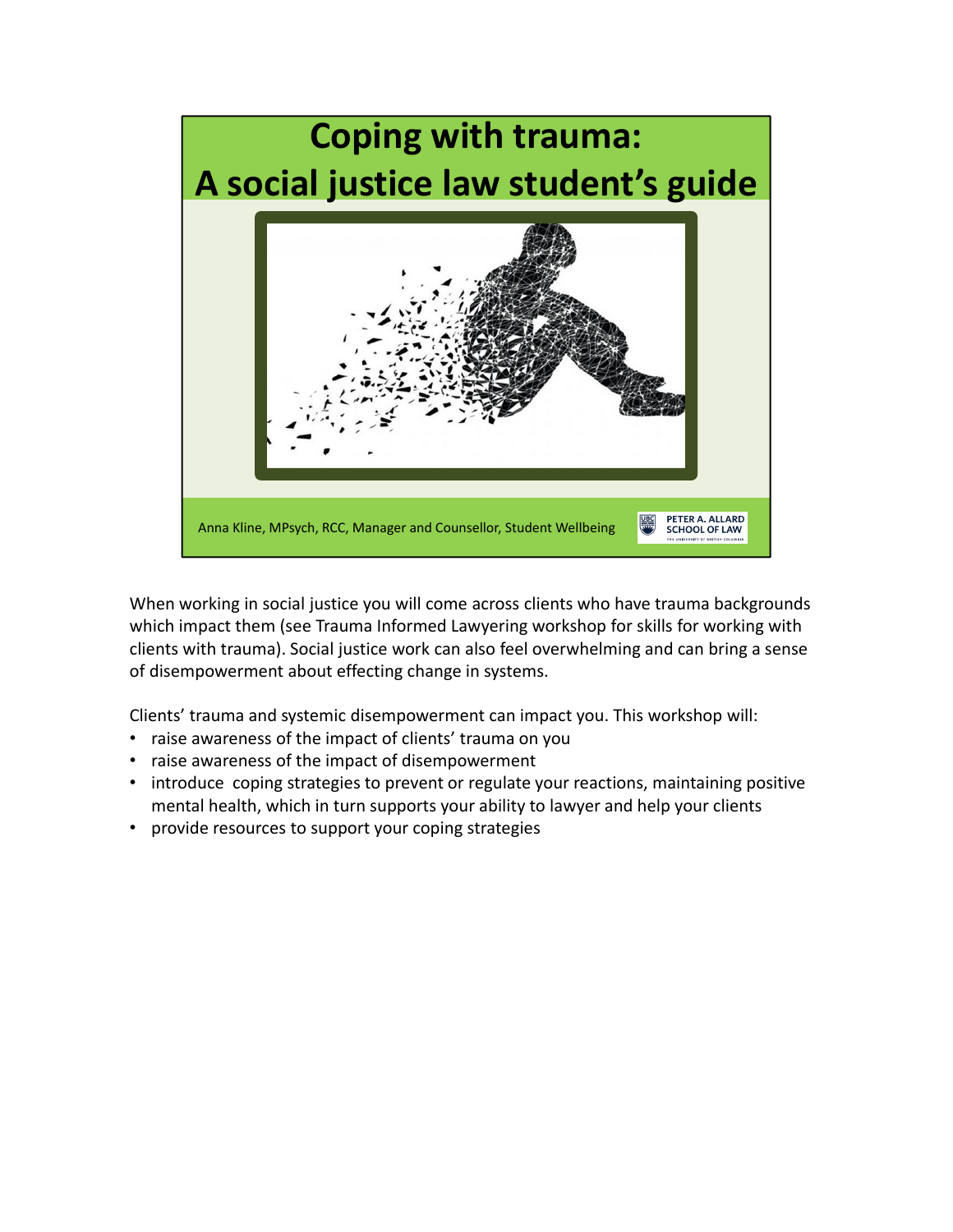# Coping with trauma: A social justice law student's guide

Anna Kline, MPsych, RCC, Manager and Counsellor, Student Wellbeing

PETER A. ALLARD SCHOOL OF LAW

When working in social justice you will come across clients who have trauma backgrounds which impact them (see Trauma Informed Lawyering workshop for skills for working with clients with trauma). Social justice work can also feel overwhelming and can bring a sense of disempowerment about effecting change in systems.

Clients' trauma and systemic disempowerment can impact you. This workshop will:

- raise awareness of the impact of clients' trauma on you
- raise awareness of the impact of disempowerment
- introduce coping strategies to prevent or regulate your reactions, maintaining positive mental health, which in turn supports your ability to lawyer and help your clients
- provide resources to support your coping strategies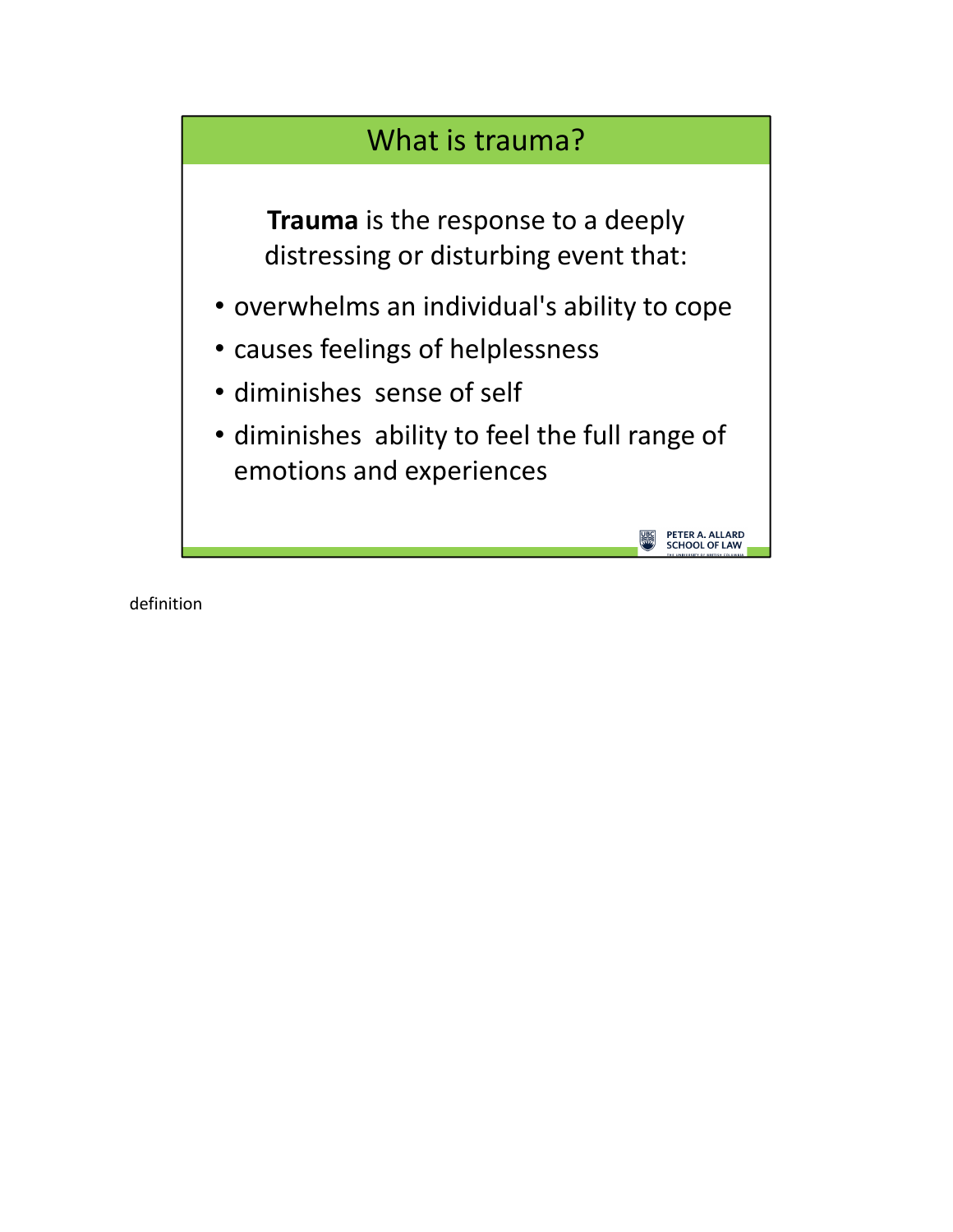## What is trauma?

**Trauma** is the response to a deeply distressing or disturbing event that:

- overwhelms an individual's ability to cope
- causes feelings of helplessness
- diminishes sense of self
- diminishes ability to feel the full range of emotions and experiences

PETER A. ALLARD SCHOOL OF LAW

definition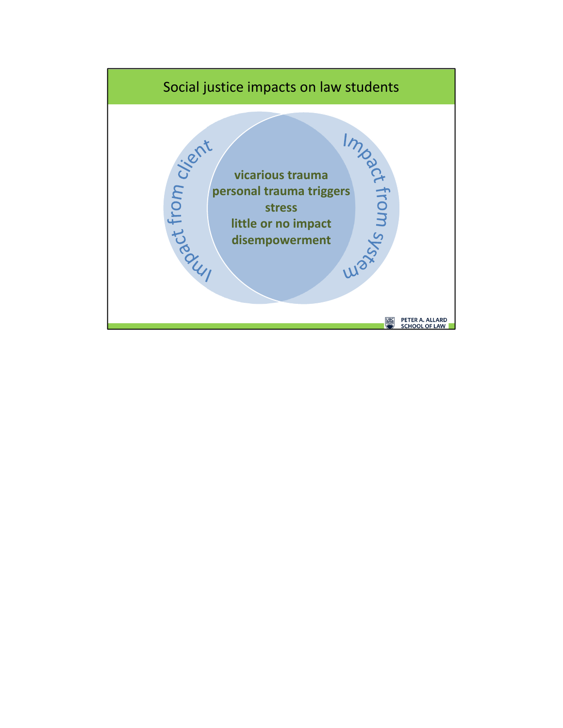# Social justice impacts on law students

Impact from client

Impact from system

**vicarious trauma**
**personal trauma triggers**
**stress**
**little or no impact**
**disempowerment**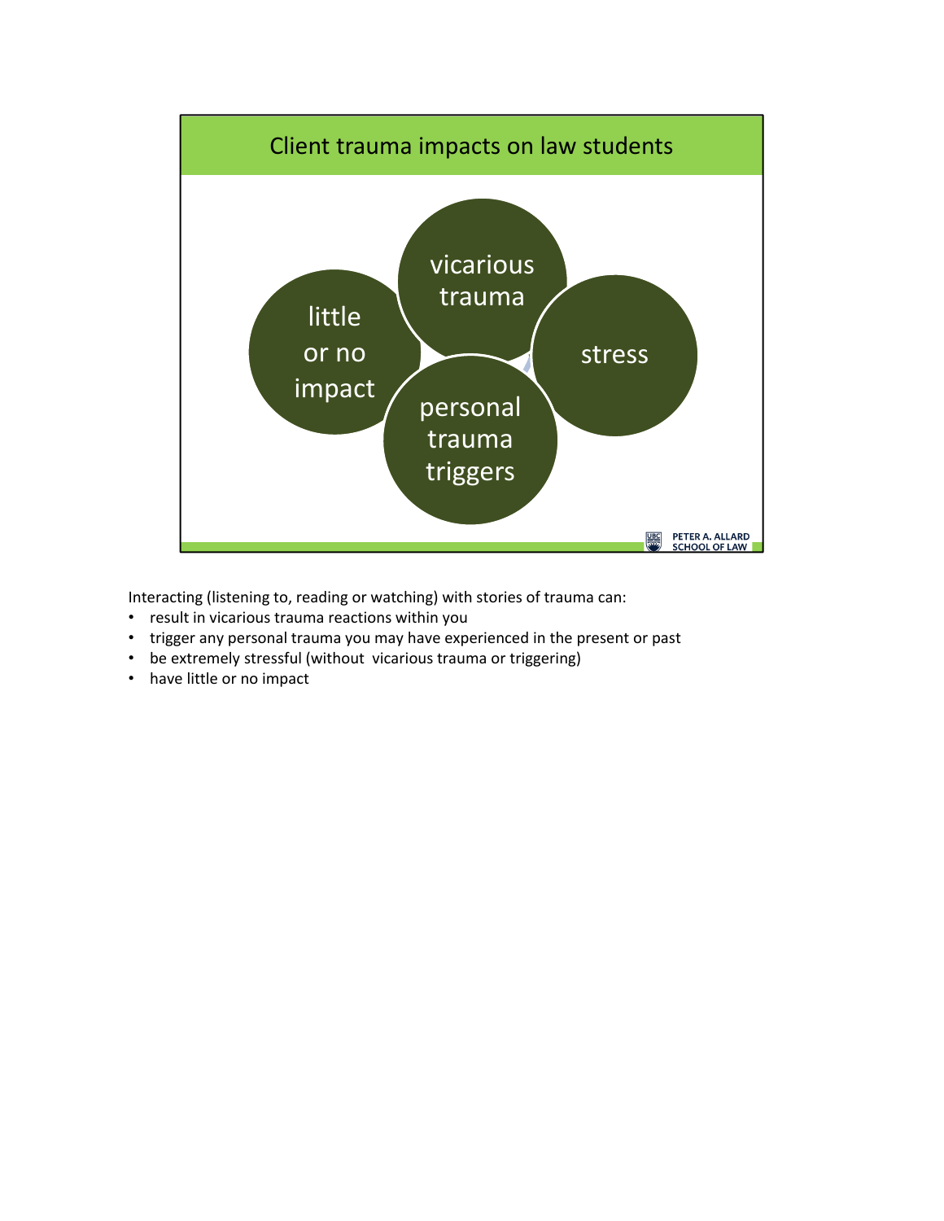## Client trauma impacts on law students

- vicarious trauma
- little or no impact
- stress
- personal trauma triggers

Interacting (listening to, reading or watching) with stories of trauma can:

- result in vicarious trauma reactions within you
- trigger any personal trauma you may have experienced in the present or past
- be extremely stressful (without vicarious trauma or triggering)
- have little or no impact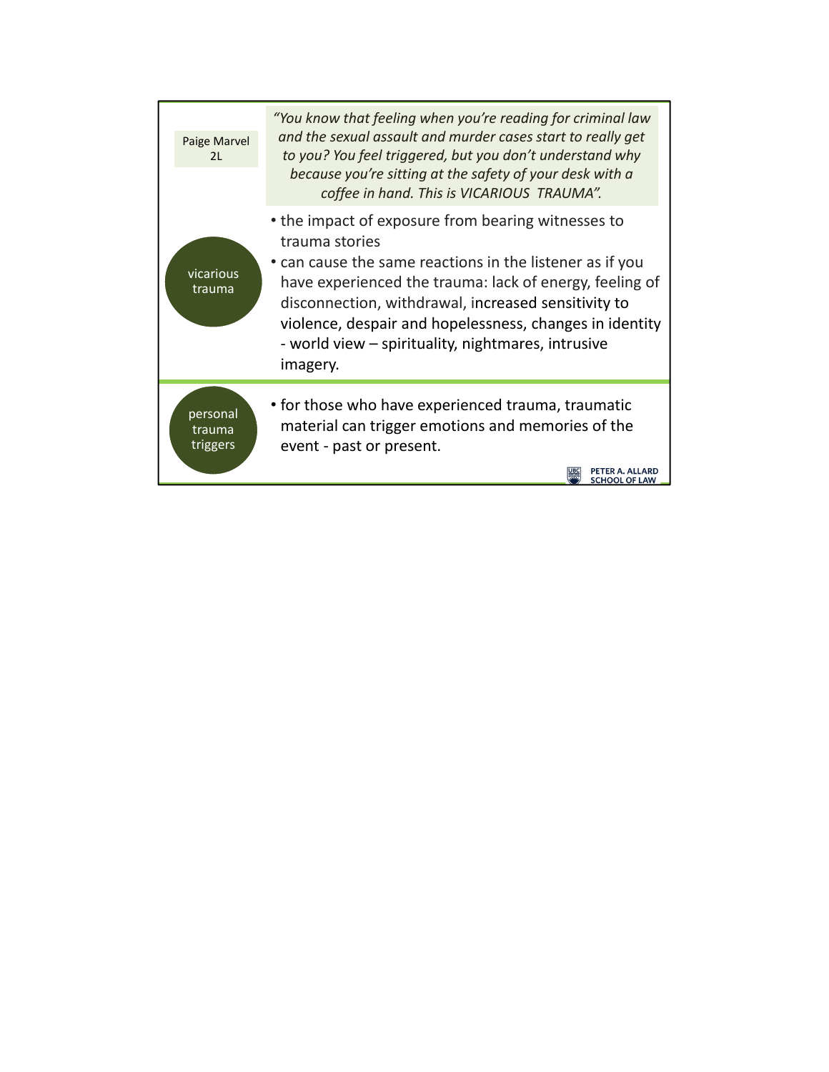Paige Marvel
2L

*"You know that feeling when you're reading for criminal law and the sexual assault and murder cases start to really get to you? You feel triggered, but you don't understand why because you're sitting at the safety of your desk with a coffee in hand. This is VICARIOUS TRAUMA".*

**vicarious trauma**

- the impact of exposure from bearing witnesses to trauma stories
- can cause the same reactions in the listener as if you have experienced the trauma: lack of energy, feeling of disconnection, withdrawal, increased sensitivity to violence, despair and hopelessness, changes in identity - world view – spirituality, nightmares, intrusive imagery.

**personal trauma triggers**

- for those who have experienced trauma, traumatic material can trigger emotions and memories of the event - past or present.

PETER A. ALLARD SCHOOL OF LAW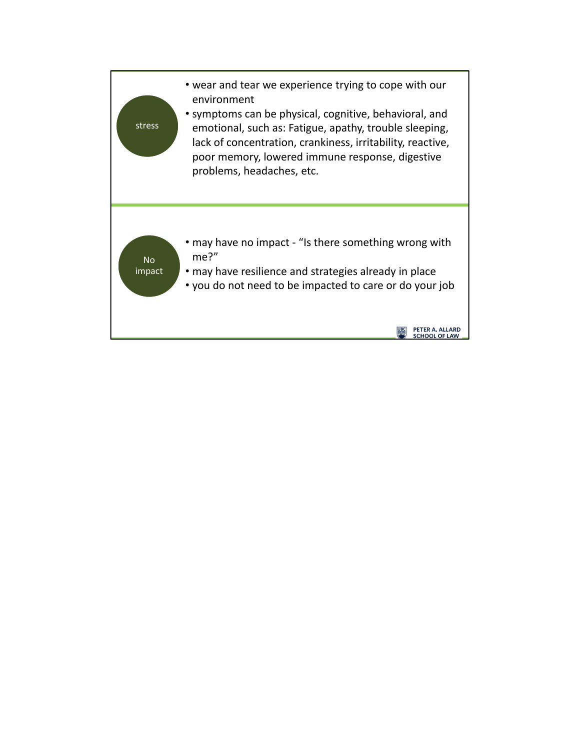## stress

- wear and tear we experience trying to cope with our environment
- symptoms can be physical, cognitive, behavioral, and emotional, such as: Fatigue, apathy, trouble sleeping, lack of concentration, crankiness, irritability, reactive, poor memory, lowered immune response, digestive problems, headaches, etc.

## No impact

- may have no impact - "Is there something wrong with me?"
- may have resilience and strategies already in place
- you do not need to be impacted to care or do your job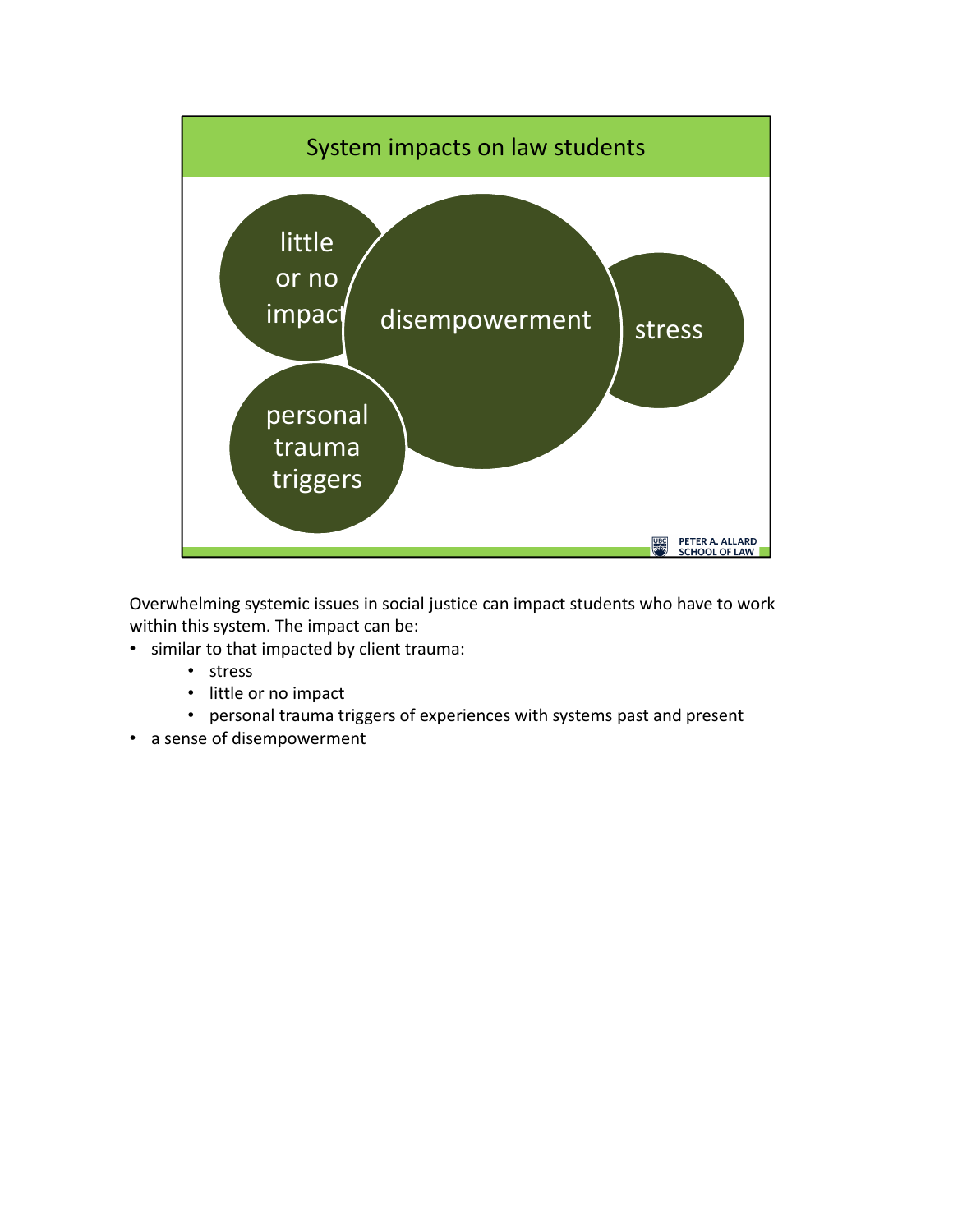## System impacts on law students

little or no impact

disempowerment

stress

personal trauma triggers

Overwhelming systemic issues in social justice can impact students who have to work within this system. The impact can be:

- similar to that impacted by client trauma:
  - stress
  - little or no impact
  - personal trauma triggers of experiences with systems past and present
- a sense of disempowerment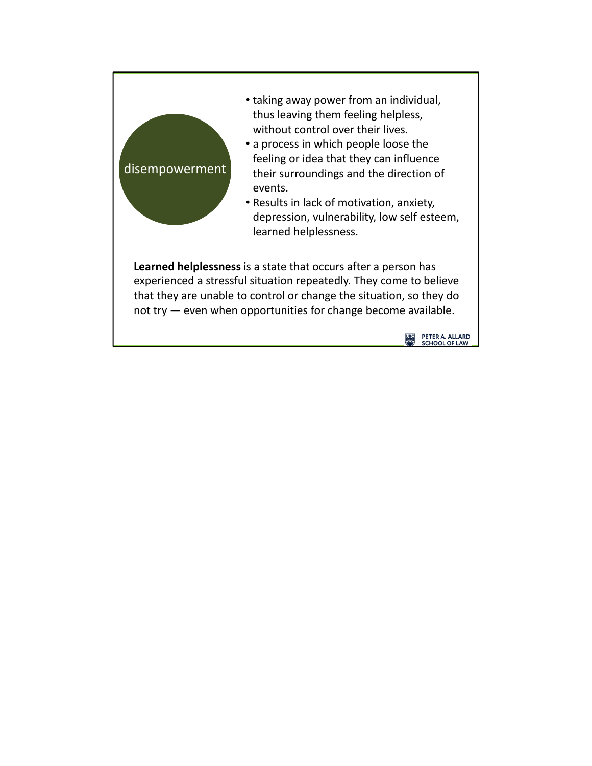## disempowerment

- taking away power from an individual, thus leaving them feeling helpless, without control over their lives.
- a process in which people loose the feeling or idea that they can influence their surroundings and the direction of events.
- Results in lack of motivation, anxiety, depression, vulnerability, low self esteem, learned helplessness.

**Learned helplessness** is a state that occurs after a person has experienced a stressful situation repeatedly. They come to believe that they are unable to control or change the situation, so they do not try — even when opportunities for change become available.

PETER A. ALLARD SCHOOL OF LAW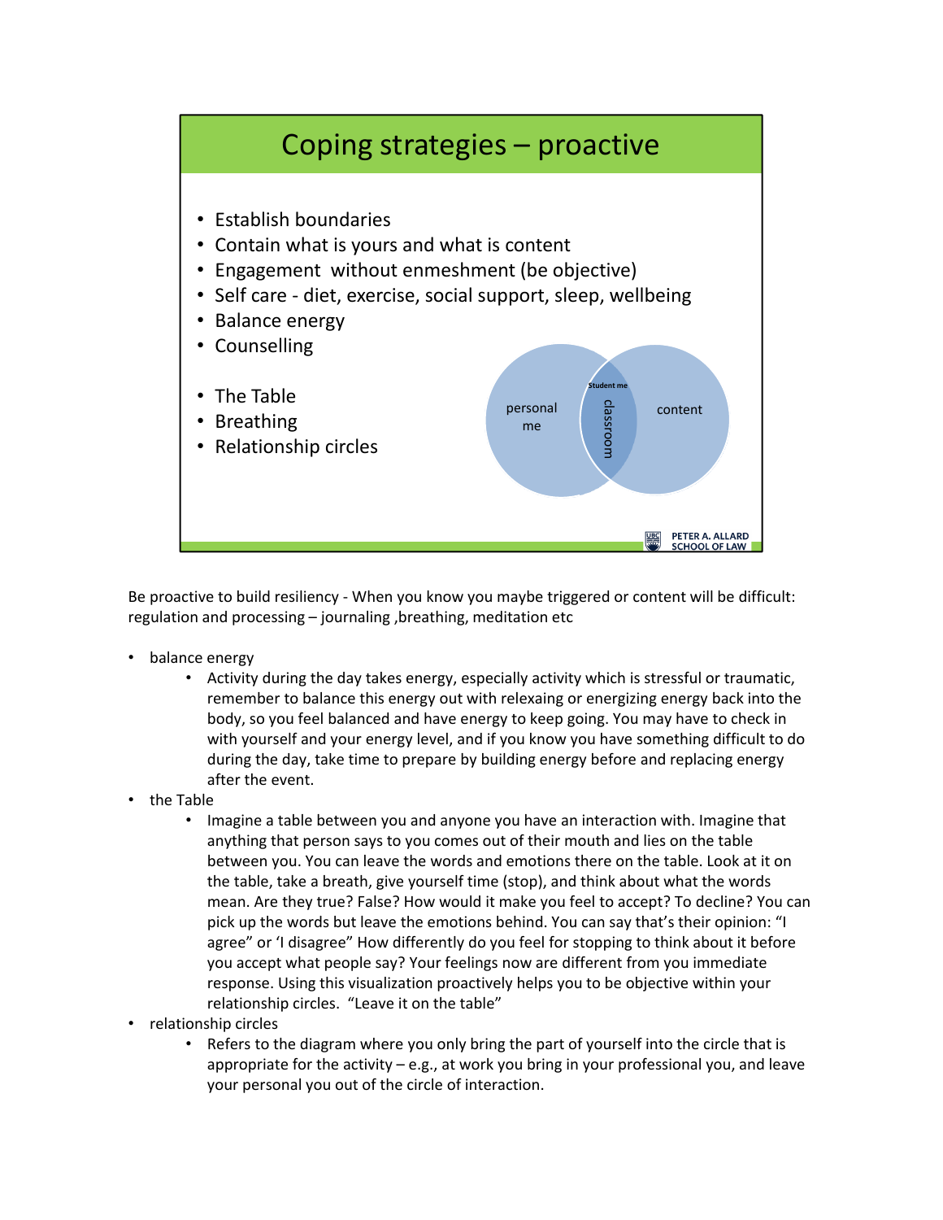# Coping strategies – proactive

- Establish boundaries
- Contain what is yours and what is content
- Engagement without enmeshment (be objective)
- Self care - diet, exercise, social support, sleep, wellbeing
- Balance energy
- Counselling

- The Table
- Breathing
- Relationship circles

personal me | Student me | classroom | content

PETER A. ALLARD SCHOOL OF LAW

Be proactive to build resiliency - When you know you maybe triggered or content will be difficult: regulation and processing – journaling ,breathing, meditation etc

- balance energy
  - Activity during the day takes energy, especially activity which is stressful or traumatic, remember to balance this energy out with relexaing or energizing energy back into the body, so you feel balanced and have energy to keep going. You may have to check in with yourself and your energy level, and if you know you have something difficult to do during the day, take time to prepare by building energy before and replacing energy after the event.
- the Table
  - Imagine a table between you and anyone you have an interaction with. Imagine that anything that person says to you comes out of their mouth and lies on the table between you. You can leave the words and emotions there on the table. Look at it on the table, take a breath, give yourself time (stop), and think about what the words mean. Are they true? False? How would it make you feel to accept? To decline? You can pick up the words but leave the emotions behind. You can say that's their opinion: "I agree" or 'I disagree" How differently do you feel for stopping to think about it before you accept what people say? Your feelings now are different from you immediate response. Using this visualization proactively helps you to be objective within your relationship circles. "Leave it on the table"
- relationship circles
  - Refers to the diagram where you only bring the part of yourself into the circle that is appropriate for the activity – e.g., at work you bring in your professional you, and leave your personal you out of the circle of interaction.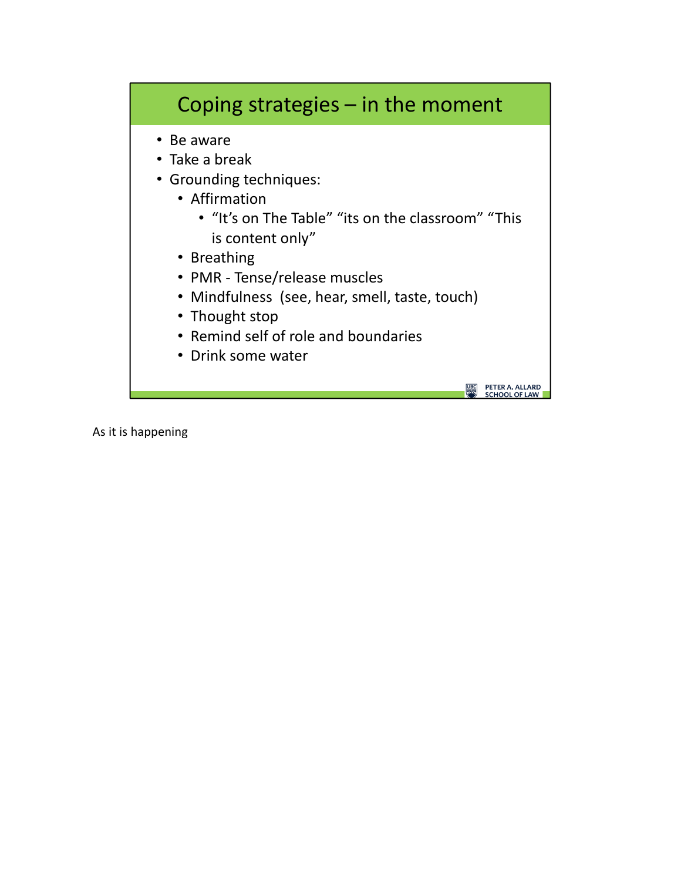## Coping strategies – in the moment

- Be aware
- Take a break
- Grounding techniques:
  - Affirmation
    - “It’s on The Table” “its on the classroom” “This is content only”
  - Breathing
  - PMR - Tense/release muscles
  - Mindfulness (see, hear, smell, taste, touch)
  - Thought stop
  - Remind self of role and boundaries
  - Drink some water

PETER A. ALLARD SCHOOL OF LAW

As it is happening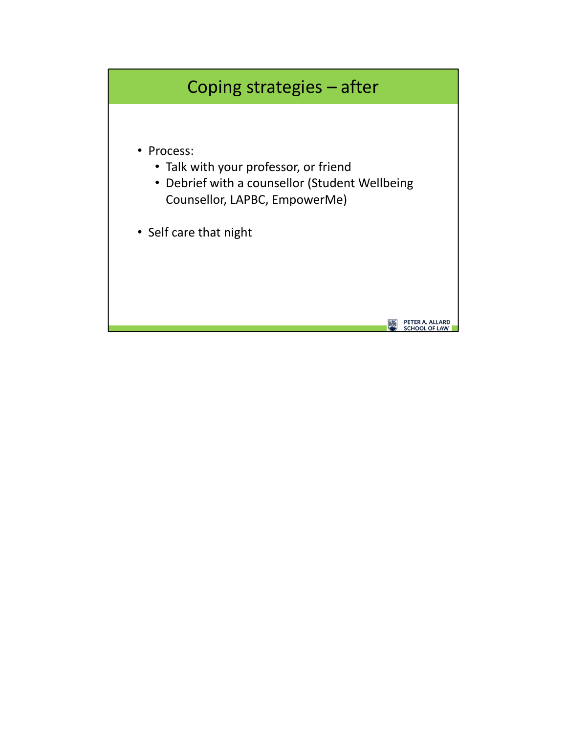# Coping strategies – after

- Process:
  - Talk with your professor, or friend
  - Debrief with a counsellor (Student Wellbeing Counsellor, LAPBC, EmpowerMe)
- Self care that night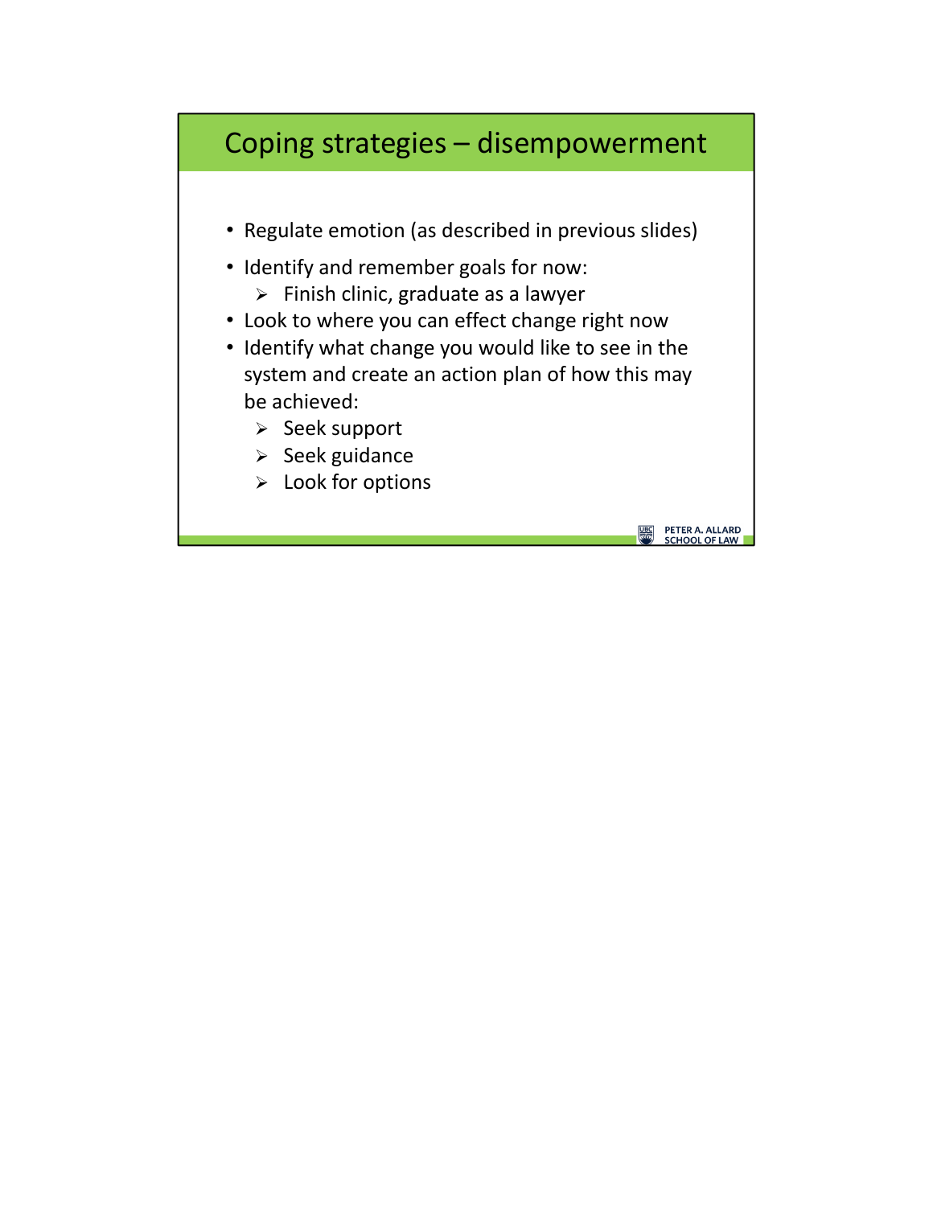# Coping strategies – disempowerment

- Regulate emotion (as described in previous slides)
- Identify and remember goals for now:
  - Finish clinic, graduate as a lawyer
- Look to where you can effect change right now
- Identify what change you would like to see in the system and create an action plan of how this may be achieved:
  - Seek support
  - Seek guidance
  - Look for options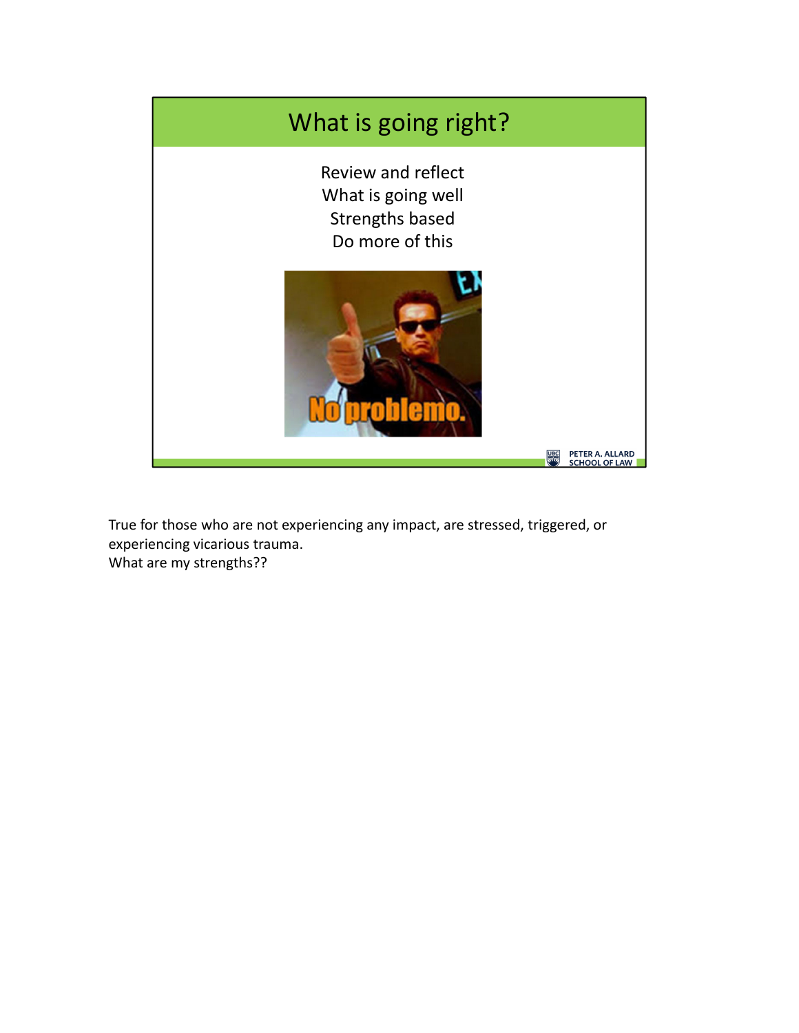## What is going right?

Review and reflect
What is going well
Strengths based
Do more of this

True for those who are not experiencing any impact, are stressed, triggered, or experiencing vicarious trauma.
What are my strengths??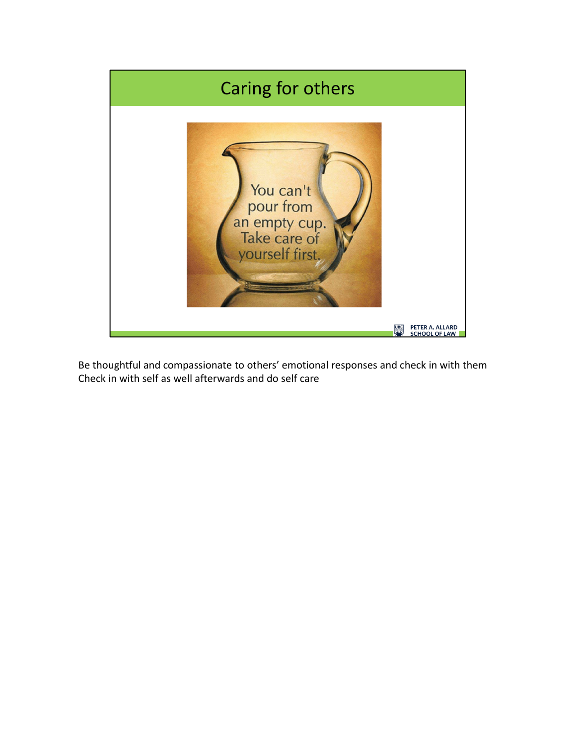# Caring for others

You can't pour from an empty cup. Take care of yourself first.

Be thoughtful and compassionate to others' emotional responses and check in with them
Check in with self as well afterwards and do self care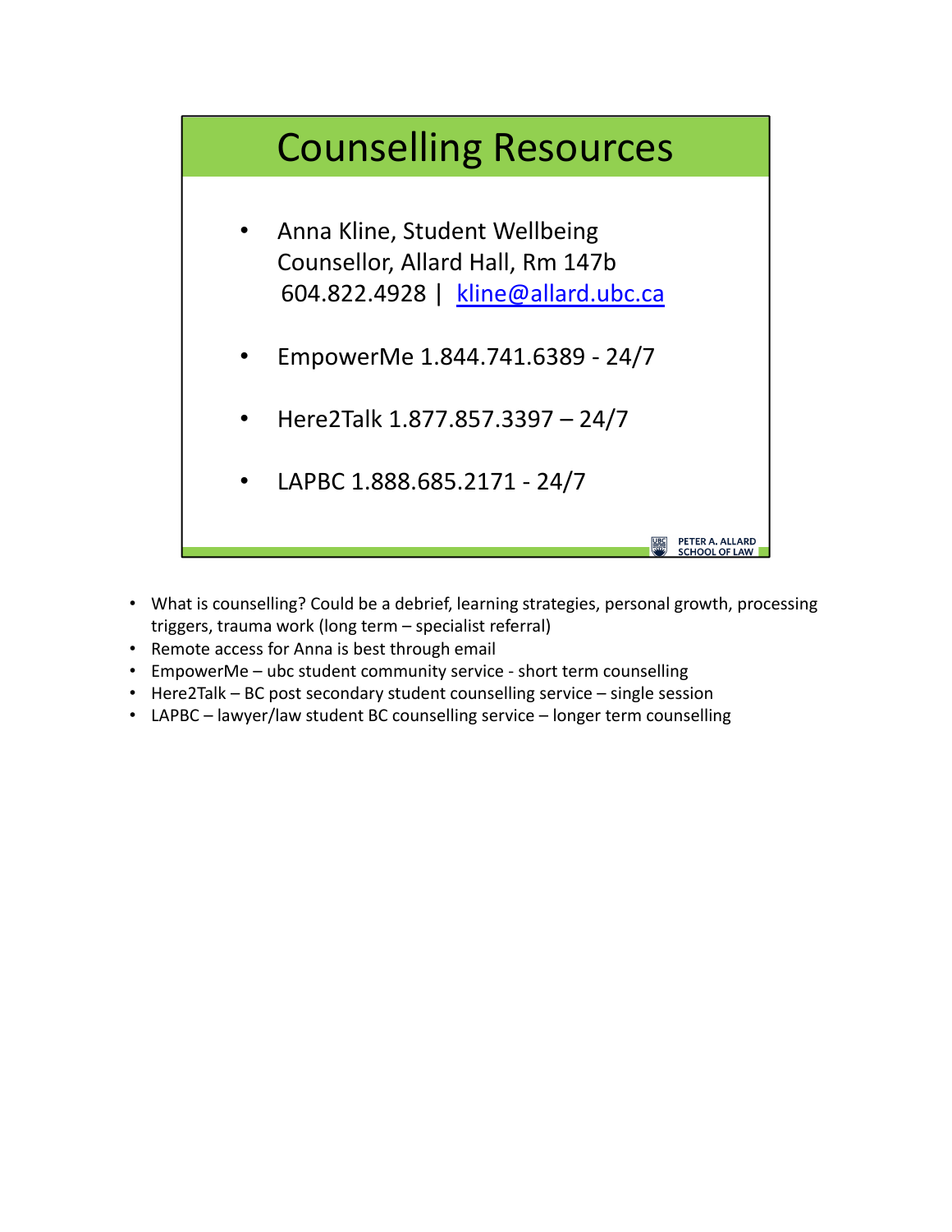# Counselling Resources

- Anna Kline, Student Wellbeing Counsellor, Allard Hall, Rm 147b
  604.822.4928 | kline@allard.ubc.ca
- EmpowerMe 1.844.741.6389 - 24/7
- Here2Talk 1.877.857.3397 – 24/7
- LAPBC 1.888.685.2171 - 24/7

PETER A. ALLARD SCHOOL OF LAW

- What is counselling? Could be a debrief, learning strategies, personal growth, processing triggers, trauma work (long term – specialist referral)
- Remote access for Anna is best through email
- EmpowerMe – ubc student community service - short term counselling
- Here2Talk – BC post secondary student counselling service – single session
- LAPBC – lawyer/law student BC counselling service – longer term counselling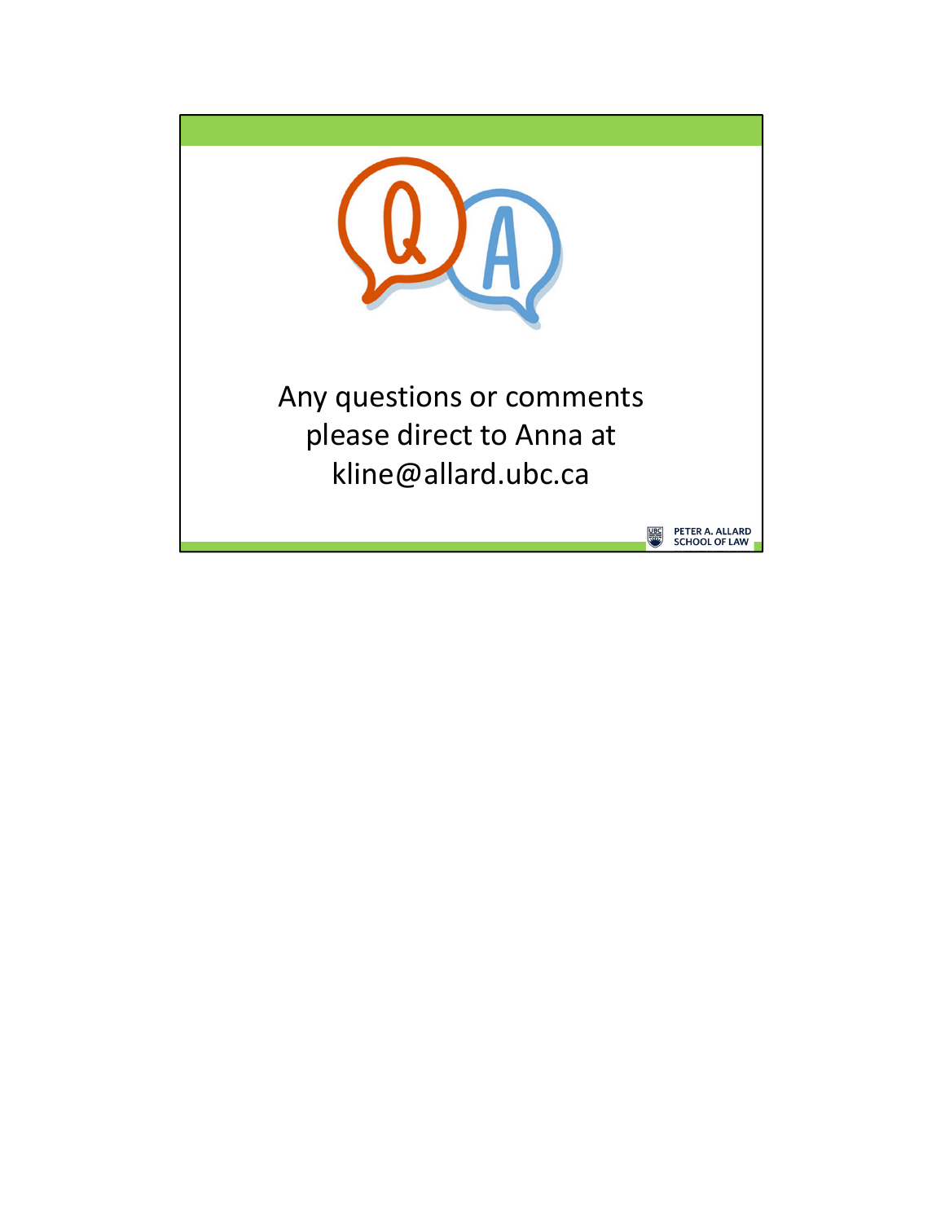Any questions or comments please direct to Anna at kline@allard.ubc.ca